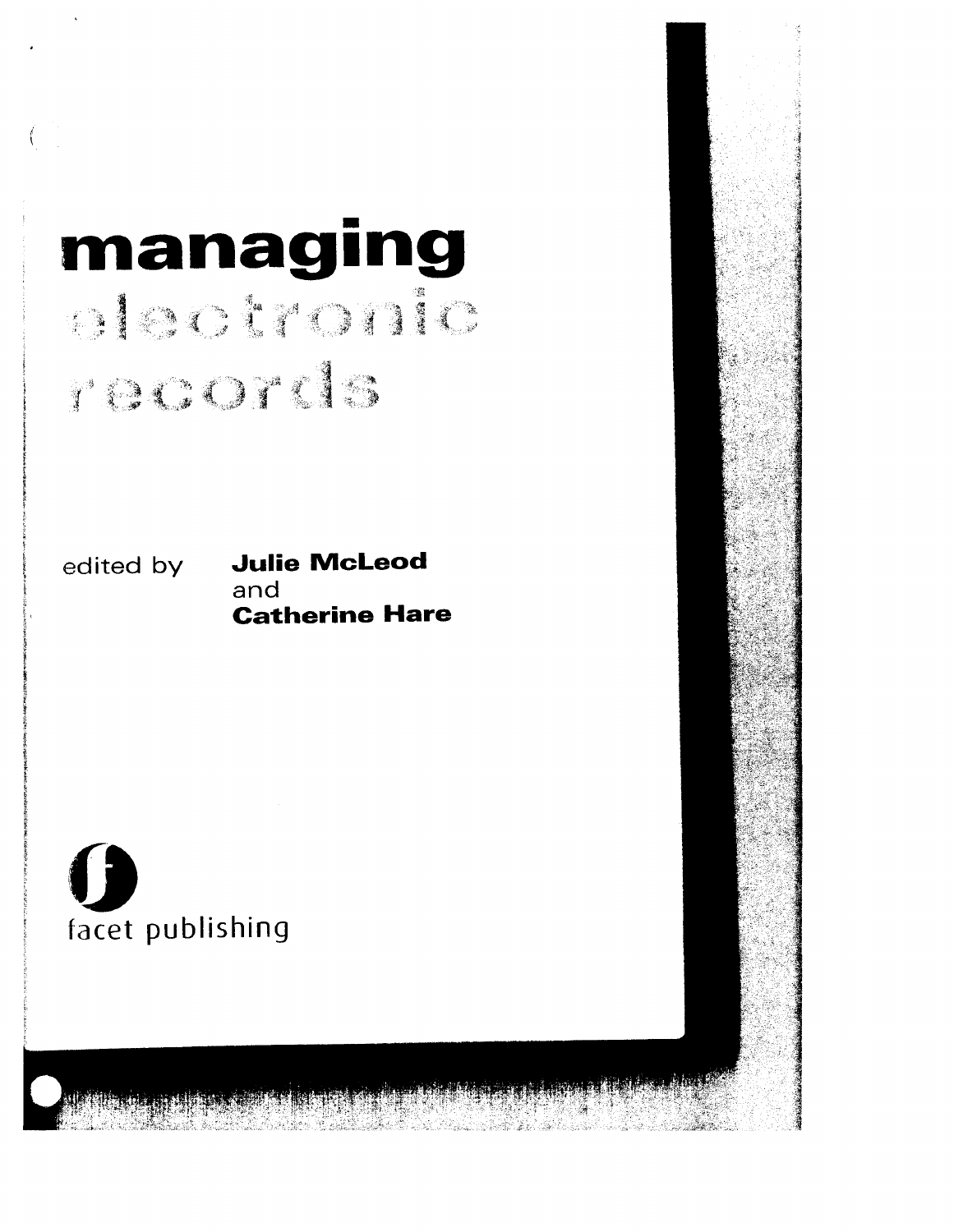# managing electronic records

edited by **Julie McLeod** and **Catherine Hare**

facet publishing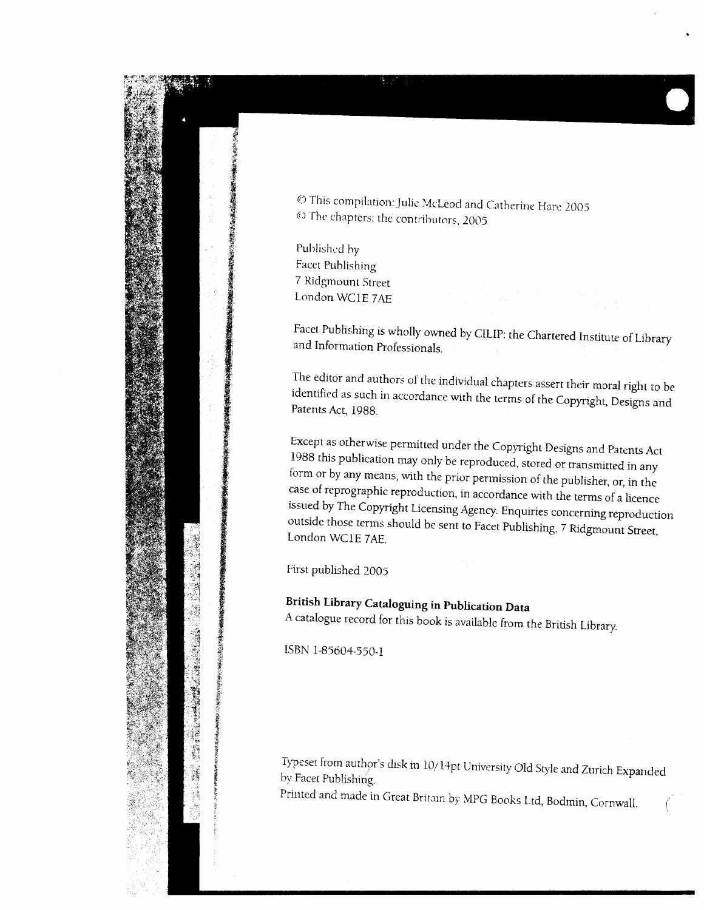© This compilation: Julie McLeod and Catherine Hare 2005
© The chapters: the contributors, 2005

Published by
Facet Publishing
7 Ridgmount Street
London WC1E 7AE

Facet Publishing is wholly owned by CILIP: the Chartered Institute of Library and Information Professionals.

The editor and authors of the individual chapters assert their moral right to be identified as such in accordance with the terms of the Copyright, Designs and Patents Act, 1988.

Except as otherwise permitted under the Copyright Designs and Patents Act 1988 this publication may only be reproduced, stored or transmitted in any form or by any means, with the prior permission of the publisher, or, in the case of reprographic reproduction, in accordance with the terms of a licence issued by The Copyright Licensing Agency. Enquiries concerning reproduction outside those terms should be sent to Facet Publishing, 7 Ridgmount Street, London WC1E 7AE.

First published 2005

**British Library Cataloguing in Publication Data**
A catalogue record for this book is available from the British Library.

ISBN 1-85604-550-1

Typeset from author's disk in 10/14pt University Old Style and Zurich Expanded by Facet Publishing.
Printed and made in Great Britain by MPG Books Ltd, Bodmin, Cornwall.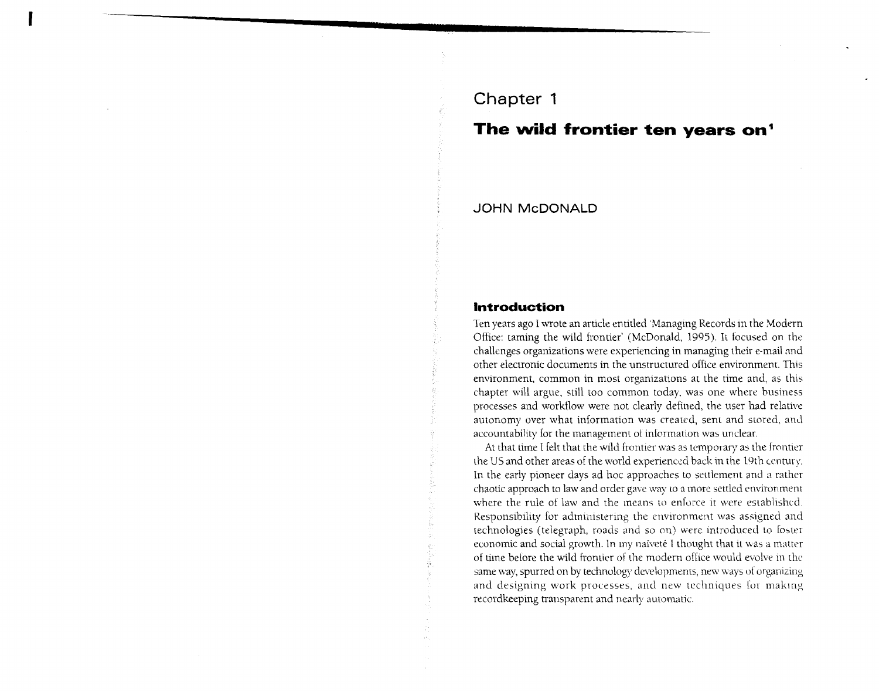# Chapter 1

## The wild frontier ten years on[1]

JOHN McDONALD

### Introduction

Ten years ago I wrote an article entitled 'Managing Records in the Modern Office: taming the wild frontier' (McDonald, 1995). It focused on the challenges organizations were experiencing in managing their e-mail and other electronic documents in the unstructured office environment. This environment, common in most organizations at the time and, as this chapter will argue, still too common today, was one where business processes and workflow were not clearly defined, the user had relative autonomy over what information was created, sent and stored, and accountability for the management of information was unclear.

At that time I felt that the wild frontier was as temporary as the frontier the US and other areas of the world experienced back in the 19th century. In the early pioneer days ad hoc approaches to settlement and a rather chaotic approach to law and order gave way to a more settled environment where the rule of law and the means to enforce it were established. Responsibility for administering the environment was assigned and technologies (telegraph, roads and so on) were introduced to foster economic and social growth. In my naïveté I thought that it was a matter of time before the wild frontier of the modern office would evolve in the same way, spurred on by technology developments, new ways of organizing and designing work processes, and new techniques for making recordkeeping transparent and nearly automatic.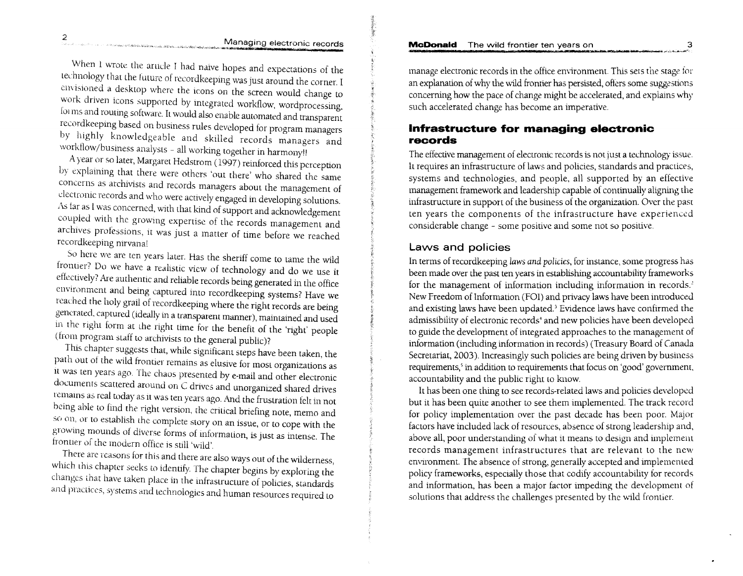When I wrote the article I had naive hopes and expectations of the technology that the future of recordkeeping was just around the corner. I envisioned a desktop where the icons on the screen would change to work driven icons supported by integrated workflow, wordprocessing, forms and routing software. It would also enable automated and transparent recordkeeping based on business rules developed for program managers by highly knowledgeable and skilled records managers and workflow/business analysts – all working together in harmony!!

A year or so later, Margaret Hedstrom (1997) reinforced this perception by explaining that there were others 'out there' who shared the same concerns as archivists and records managers about the management of electronic records and who were actively engaged in developing solutions. As far as I was concerned, with that kind of support and acknowledgement coupled with the growing expertise of the records management and archives professions, it was just a matter of time before we reached recordkeeping nirvana!

So here we are ten years later. Has the sheriff come to tame the wild frontier? Do we have a realistic view of technology and do we use it effectively? Are authentic and reliable records being generated in the office environment and being captured into recordkeeping systems? Have we reached the holy grail of recordkeeping where the right records are being generated, captured (ideally in a transparent manner), maintained and used in the right form at the right time for the benefit of the 'right' people (from program staff to archivists to the general public)?

This chapter suggests that, while significant steps have been taken, the path out of the wild frontier remains as elusive for most organizations as it was ten years ago. The chaos presented by e-mail and other electronic documents scattered around on C drives and unorganized shared drives remains as real today as it was ten years ago. And the frustration felt in not being able to find the right version, the critical briefing note, memo and so on, or to establish the complete story on an issue, or to cope with the growing mounds of diverse forms of information, is just as intense. The frontier of the modern office is still 'wild'.

There are reasons for this and there are also ways out of the wilderness, which this chapter seeks to identify. The chapter begins by exploring the changes that have taken place in the infrastructure of policies, standards and practices, systems and technologies and human resources required to manage electronic records in the office environment. This sets the stage for an explanation of why the wild frontier has persisted, offers some suggestions concerning how the pace of change might be accelerated, and explains why such accelerated change has become an imperative.

## Infrastructure for managing electronic records

The effective management of electronic records is not just a technology issue. It requires an infrastructure of laws and policies, standards and practices, systems and technologies, and people, all supported by an effective management framework and leadership capable of continually aligning the infrastructure in support of the business of the organization. Over the past ten years the components of the infrastructure have experienced considerable change – some positive and some not so positive.

### Laws and policies

In terms of recordkeeping *laws and policies*, for instance, some progress has been made over the past ten years in establishing accountability frameworks for the management of information including information in records.[2] New Freedom of Information (FOI) and privacy laws have been introduced and existing laws have been updated.[3] Evidence laws have confirmed the admissibility of electronic records[4] and new policies have been developed to guide the development of integrated approaches to the management of information (including information in records) (Treasury Board of Canada Secretariat, 2003). Increasingly such policies are being driven by business requirements,[5] in addition to requirements that focus on 'good' government, accountability and the public right to know.

It has been one thing to see records-related laws and policies developed but it has been quite another to see them implemented. The track record for policy implementation over the past decade has been poor. Major factors have included lack of resources, absence of strong leadership and, above all, poor understanding of what it means to design and implement records management infrastructures that are relevant to the new environment. The absence of strong, generally accepted and implemented policy frameworks, especially those that codify accountability for records and information, has been a major factor impeding the development of solutions that address the challenges presented by the wild frontier.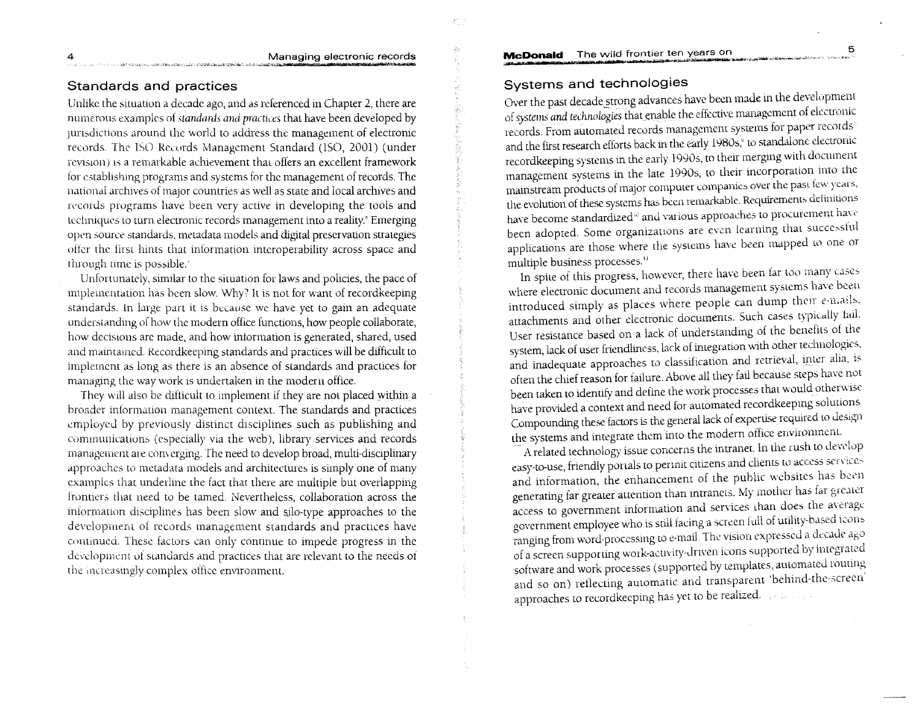## Standards and practices

Unlike the situation a decade ago, and as referenced in Chapter 2, there are numerous examples of *standards and practices* that have been developed by jurisdictions around the world to address the management of electronic records. The ISO Records Management Standard (ISO, 2001) (under revision) is a remarkable achievement that offers an excellent framework for establishing programs and systems for the management of records. The national archives of major countries as well as state and local archives and records programs have been very active in developing the tools and techniques to turn electronic records management into a reality.[6] Emerging open source standards, metadata models and digital preservation strategies offer the first hints that information interoperability across space and through time is possible.[7]

Unfortunately, similar to the situation for laws and policies, the pace of implementation has been slow. Why? It is not for want of recordkeeping standards. In large part it is because we have yet to gain an adequate understanding of how the modern office functions, how people collaborate, how decisions are made, and how information is generated, shared, used and maintained. Recordkeeping standards and practices will be difficult to implement as long as there is an absence of standards and practices for managing the way work is undertaken in the modern office.

They will also be difficult to implement if they are not placed within a broader information management context. The standards and practices employed by previously distinct disciplines such as publishing and communications (especially via the web), library services and records management are converging. The need to develop broad, multi-disciplinary approaches to metadata models and architectures is simply one of many examples that underline the fact that there are multiple but overlapping frontiers that need to be tamed. Nevertheless, collaboration across the information disciplines has been slow and silo-type approaches to the development of records management standards and practices have continued. These factors can only continue to impede progress in the development of standards and practices that are relevant to the needs of the increasingly complex office environment.

## Systems and technologies

Over the past decade strong advances have been made in the development of *systems and technologies* that enable the effective management of electronic records. From automated records management systems for paper records[8] and the first research efforts back in the early 1980s,[9] to standalone electronic recordkeeping systems in the early 1990s, to their merging with document management systems in the late 1990s, to their incorporation into the mainstream products of major computer companies over the past few years, the evolution of these systems has been remarkable. Requirements definitions have become standardized[10] and various approaches to procurement have been adopted. Some organizations are even learning that successful applications are those where the systems have been mapped to one or multiple business processes.[11]

In spite of this progress, however, there have been far too many cases where electronic document and records management systems have been introduced simply as places where people can dump their e-mails, attachments and other electronic documents. Such cases typically fail. User resistance based on a lack of understanding of the benefits of the system, lack of user friendliness, lack of integration with other technologies, and inadequate approaches to classification and retrieval, inter alia, is often the chief reason for failure. Above all they fail because steps have not been taken to identify and define the work processes that would otherwise have provided a context and need for automated recordkeeping solutions. Compounding these factors is the general lack of expertise required to design the systems and integrate them into the modern office environment.

A related technology issue concerns the intranet. In the rush to develop easy-to-use, friendly portals to permit citizens and clients to access services and information, the enhancement of the public websites has been generating far greater attention than intranets. My mother has far greater access to government information and services than does the average government employee who is still facing a screen full of utility-based icons ranging from word-processing to e-mail. The vision expressed a decade ago of a screen supporting work-activity-driven icons supported by integrated software and work processes (supported by templates, automated routing and so on) reflecting automatic and transparent 'behind-the-screen' approaches to recordkeeping has yet to be realized.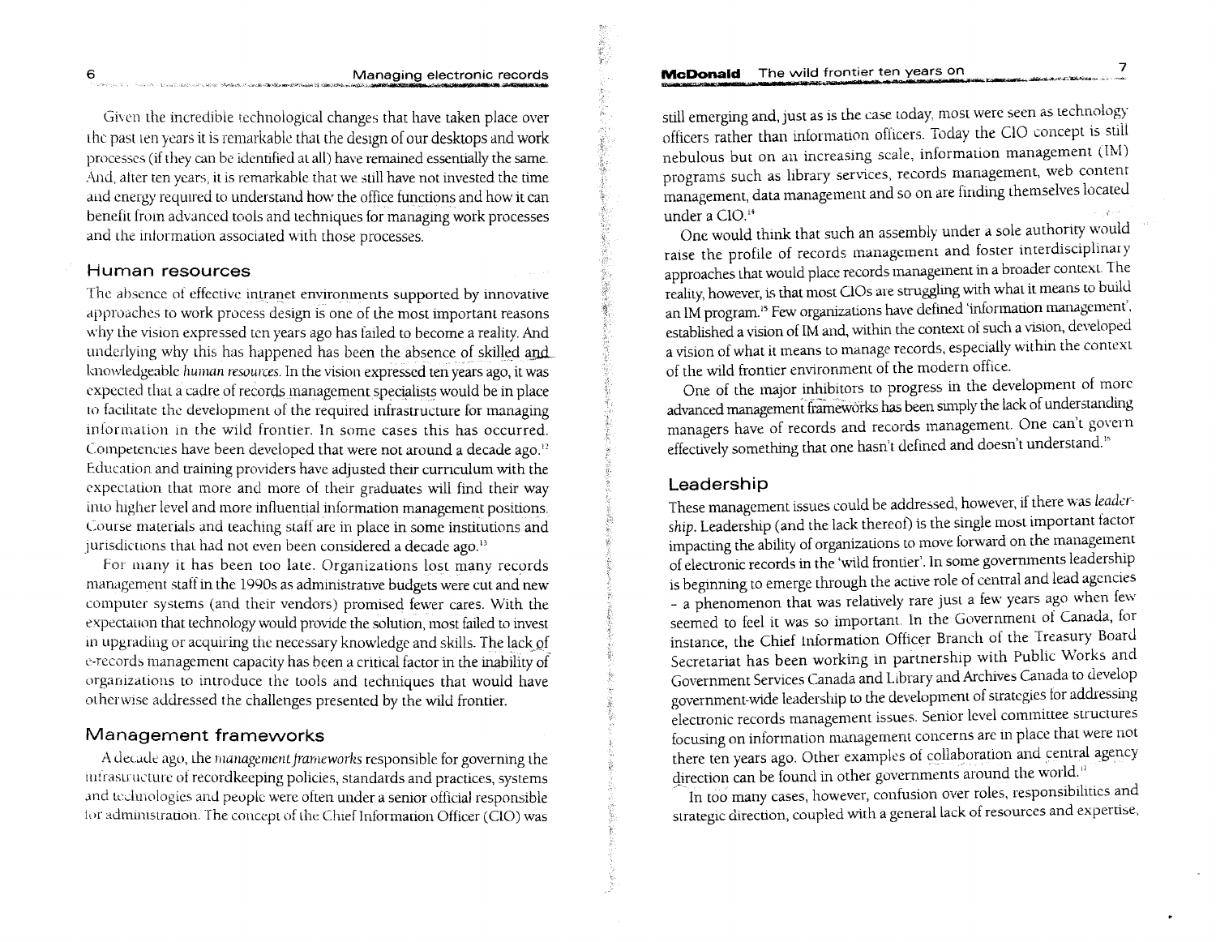Given the incredible technological changes that have taken place over the past ten years it is remarkable that the design of our desktops and work processes (if they can be identified at all) have remained essentially the same. And, after ten years, it is remarkable that we still have not invested the time and energy required to understand how the office functions and how it can benefit from advanced tools and techniques for managing work processes and the information associated with those processes.

## Human resources

The absence of effective intranet environments supported by innovative approaches to work process design is one of the most important reasons why the vision expressed ten years ago has failed to become a reality. And underlying why this has happened has been the absence of skilled and knowledgeable *human resources*. In the vision expressed ten years ago, it was expected that a cadre of records management specialists would be in place to facilitate the development of the required infrastructure for managing information in the wild frontier. In some cases this has occurred. Competencies have been developed that were not around a decade ago.[12] Education and training providers have adjusted their curriculum with the expectation that more and more of their graduates will find their way into higher level and more influential information management positions. Course materials and teaching staff are in place in some institutions and jurisdictions that had not even been considered a decade ago.[13]

For many it has been too late. Organizations lost many records management staff in the 1990s as administrative budgets were cut and new computer systems (and their vendors) promised fewer cares. With the expectation that technology would provide the solution, most failed to invest in upgrading or acquiring the necessary knowledge and skills. The lack of e-records management capacity has been a critical factor in the inability of organizations to introduce the tools and techniques that would have otherwise addressed the challenges presented by the wild frontier.

## Management frameworks

A decade ago, the *management frameworks* responsible for governing the infrastructure of recordkeeping policies, standards and practices, systems and technologies and people were often under a senior official responsible for administration. The concept of the Chief Information Officer (CIO) was still emerging and, just as is the case today, most were seen as technology officers rather than information officers. Today the CIO concept is still nebulous but on an increasing scale, information management (IM) programs such as library services, records management, web content management, data management and so on are finding themselves located under a CIO.[14]

One would think that such an assembly under a sole authority would raise the profile of records management and foster interdisciplinary approaches that would place records management in a broader context. The reality, however, is that most CIOs are struggling with what it means to build an IM program.[15] Few organizations have defined 'information management', established a vision of IM and, within the context of such a vision, developed a vision of what it means to manage records, especially within the context of the wild frontier environment of the modern office.

One of the major inhibitors to progress in the development of more advanced management frameworks has been simply the lack of understanding managers have of records and records management. One can't govern effectively something that one hasn't defined and doesn't understand.[16]

## Leadership

These management issues could be addressed, however, if there was *leadership*. Leadership (and the lack thereof) is the single most important factor impacting the ability of organizations to move forward on the management of electronic records in the 'wild frontier'. In some governments leadership is beginning to emerge through the active role of central and lead agencies – a phenomenon that was relatively rare just a few years ago when few seemed to feel it was so important. In the Government of Canada, for instance, the Chief Information Officer Branch of the Treasury Board Secretariat has been working in partnership with Public Works and Government Services Canada and Library and Archives Canada to develop government-wide leadership to the development of strategies for addressing electronic records management issues. Senior level committee structures focusing on information management concerns are in place that were not there ten years ago. Other examples of collaboration and central agency direction can be found in other governments around the world.[17]

In too many cases, however, confusion over roles, responsibilities and strategic direction, coupled with a general lack of resources and expertise,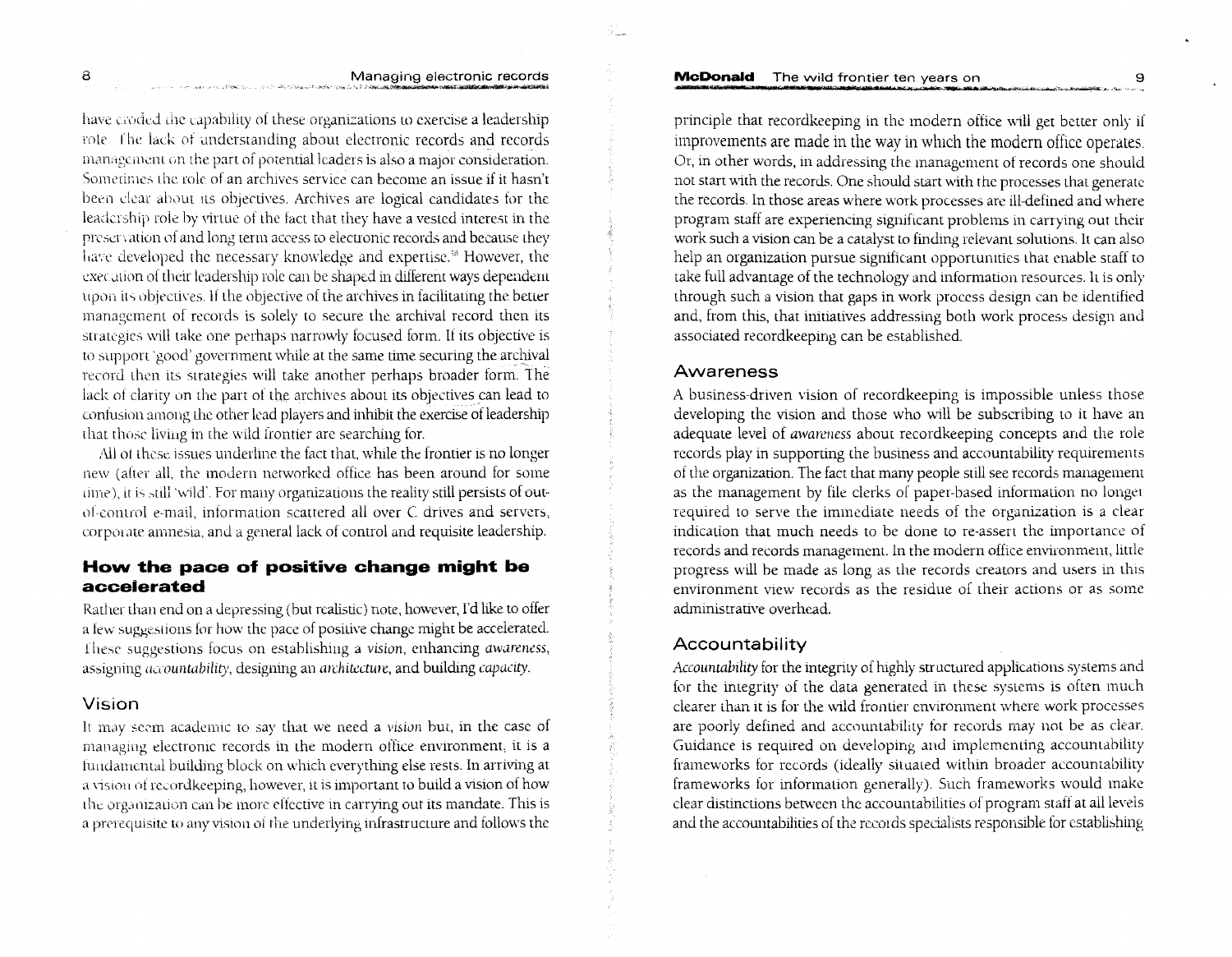have eroded the capability of these organizations to exercise a leadership role. The lack of understanding about electronic records and records management on the part of potential leaders is also a major consideration. Sometimes the role of an archives service can become an issue if it hasn't been clear about its objectives. Archives are logical candidates for the leadership role by virtue of the fact that they have a vested interest in the preservation of and long term access to electronic records and because they have developed the necessary knowledge and expertise.[38] However, the execution of their leadership role can be shaped in different ways dependent upon its objectives. If the objective of the archives in facilitating the better management of records is solely to secure the archival record then its strategies will take one perhaps narrowly focused form. If its objective is to support 'good' government while at the same time securing the archival record then its strategies will take another perhaps broader form. The lack of clarity on the part of the archives about its objectives can lead to confusion among the other lead players and inhibit the exercise of leadership that those living in the wild frontier are searching for.

All of these issues underline the fact that, while the frontier is no longer new (after all, the modern networked office has been around for some time), it is still 'wild'. For many organizations the reality still persists of out-of-control e-mail, information scattered all over C drives and servers, corporate amnesia, and a general lack of control and requisite leadership.

## How the pace of positive change might be accelerated

Rather than end on a depressing (but realistic) note, however, I'd like to offer a few suggestions for how the pace of positive change might be accelerated. These suggestions focus on establishing a *vision*, enhancing *awareness*, assigning *accountability*, designing an *architecture*, and building *capacity*.

### Vision

It may seem academic to say that we need a *vision* but, in the case of managing electronic records in the modern office environment, it is a fundamental building block on which everything else rests. In arriving at a vision of recordkeeping, however, it is important to build a vision of how the organization can be more effective in carrying out its mandate. This is a prerequisite to any vision of the underlying infrastructure and follows the principle that recordkeeping in the modern office will get better only if improvements are made in the way in which the modern office operates. Or, in other words, in addressing the management of records one should not start with the records. One should start with the processes that generate the records. In those areas where work processes are ill-defined and where program staff are experiencing significant problems in carrying out their work such a vision can be a catalyst to finding relevant solutions. It can also help an organization pursue significant opportunities that enable staff to take full advantage of the technology and information resources. It is only through such a vision that gaps in work process design can be identified and, from this, that initiatives addressing both work process design and associated recordkeeping can be established.

### Awareness

A business-driven vision of recordkeeping is impossible unless those developing the vision and those who will be subscribing to it have an adequate level of *awareness* about recordkeeping concepts and the role records play in supporting the business and accountability requirements of the organization. The fact that many people still see records management as the management by file clerks of paper-based information no longer required to serve the immediate needs of the organization is a clear indication that much needs to be done to re-assert the importance of records and records management. In the modern office environment, little progress will be made as long as the records creators and users in this environment view records as the residue of their actions or as some administrative overhead.

### Accountability

*Accountability* for the integrity of highly structured applications systems and for the integrity of the data generated in these systems is often much clearer than it is for the wild frontier environment where work processes are poorly defined and accountability for records may not be as clear. Guidance is required on developing and implementing accountability frameworks for records (ideally situated within broader accountability frameworks for information generally). Such frameworks would make clear distinctions between the accountabilities of program staff at all levels and the accountabilities of the records specialists responsible for establishing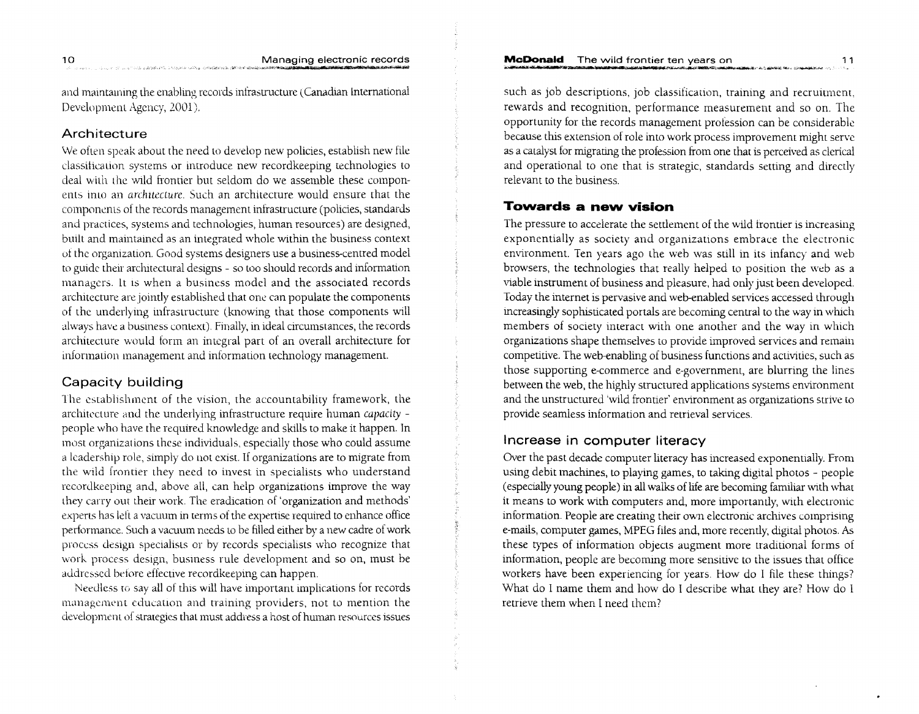and maintaining the enabling records infrastructure (Canadian International Development Agency, 2001).

## Architecture

We often speak about the need to develop new policies, establish new file classification systems or introduce new recordkeeping technologies to deal with the wild frontier but seldom do we assemble these components into an *architecture*. Such an architecture would ensure that the components of the records management infrastructure (policies, standards and practices, systems and technologies, human resources) are designed, built and maintained as an integrated whole within the business context of the organization. Good systems designers use a business-centred model to guide their architectural designs - so too should records and information managers. It is when a business model and the associated records architecture are jointly established that one can populate the components of the underlying infrastructure (knowing that those components will always have a business context). Finally, in ideal circumstances, the records architecture would form an integral part of an overall architecture for information management and information technology management.

## Capacity building

The establishment of the vision, the accountability framework, the architecture and the underlying infrastructure require human *capacity* - people who have the required knowledge and skills to make it happen. In most organizations these individuals, especially those who could assume a leadership role, simply do not exist. If organizations are to migrate from the wild frontier they need to invest in specialists who understand recordkeeping and, above all, can help organizations improve the way they carry out their work. The eradication of 'organization and methods' experts has left a vacuum in terms of the expertise required to enhance office performance. Such a vacuum needs to be filled either by a new cadre of work process design specialists or by records specialists who recognize that work process design, business rule development and so on, must be addressed before effective recordkeeping can happen.

Needless to say all of this will have important implications for records management education and training providers, not to mention the development of strategies that must address a host of human resources issues such as job descriptions, job classification, training and recruitment, rewards and recognition, performance measurement and so on. The opportunity for the records management profession can be considerable because this extension of role into work process improvement might serve as a catalyst for migrating the profession from one that is perceived as clerical and operational to one that is strategic, standards setting and directly relevant to the business.

## Towards a new vision

The pressure to accelerate the settlement of the wild frontier is increasing exponentially as society and organizations embrace the electronic environment. Ten years ago the web was still in its infancy and web browsers, the technologies that really helped to position the web as a viable instrument of business and pleasure, had only just been developed. Today the internet is pervasive and web-enabled services accessed through increasingly sophisticated portals are becoming central to the way in which members of society interact with one another and the way in which organizations shape themselves to provide improved services and remain competitive. The web-enabling of business functions and activities, such as those supporting e-commerce and e-government, are blurring the lines between the web, the highly structured applications systems environment and the unstructured 'wild frontier' environment as organizations strive to provide seamless information and retrieval services.

### Increase in computer literacy

Over the past decade computer literacy has increased exponentially. From using debit machines, to playing games, to taking digital photos - people (especially young people) in all walks of life are becoming familiar with what it means to work with computers and, more importantly, with electronic information. People are creating their own electronic archives comprising e-mails, computer games, MPEG files and, more recently, digital photos. As these types of information objects augment more traditional forms of information, people are becoming more sensitive to the issues that office workers have been experiencing for years. How do I file these things? What do I name them and how do I describe what they are? How do I retrieve them when I need them?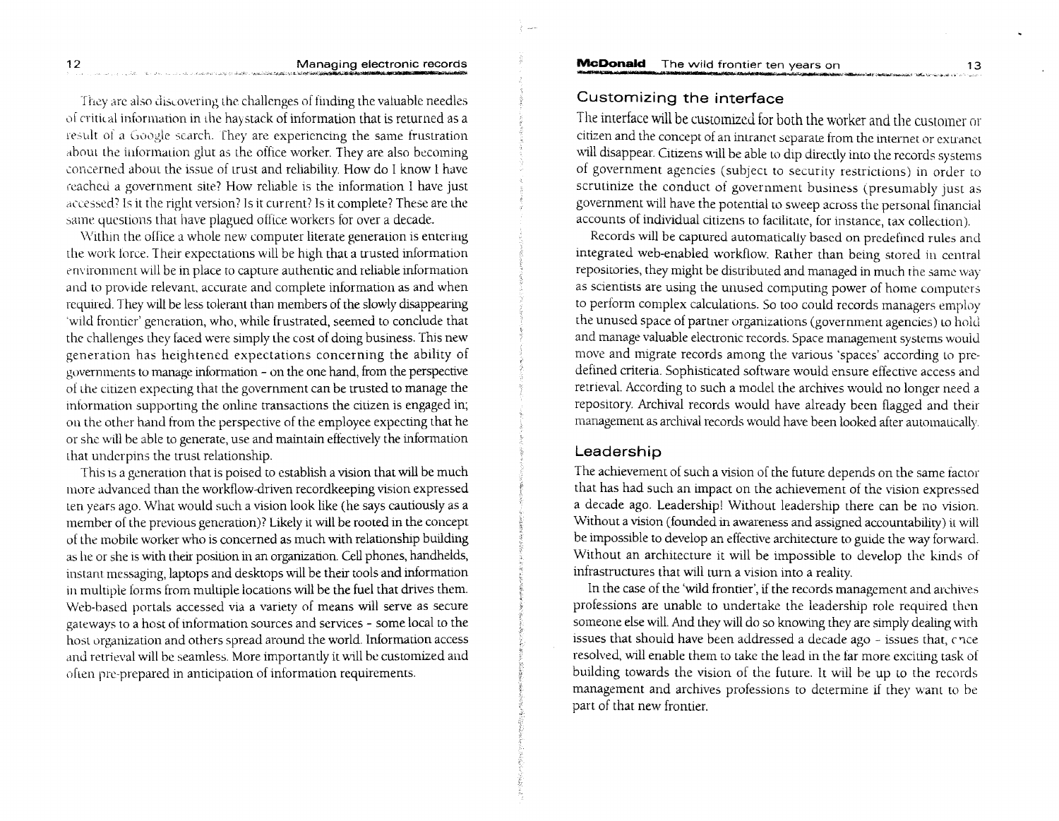They are also discovering the challenges of finding the valuable needles of critical information in the haystack of information that is returned as a result of a Google search. They are experiencing the same frustration about the information glut as the office worker. They are also becoming concerned about the issue of trust and reliability. How do I know I have reached a government site? How reliable is the information I have just accessed? Is it the right version? Is it current? Is it complete? These are the same questions that have plagued office workers for over a decade.

Within the office a whole new computer literate generation is entering the work force. Their expectations will be high that a trusted information environment will be in place to capture authentic and reliable information and to provide relevant, accurate and complete information as and when required. They will be less tolerant than members of the slowly disappearing 'wild frontier' generation, who, while frustrated, seemed to conclude that the challenges they faced were simply the cost of doing business. This new generation has heightened expectations concerning the ability of governments to manage information – on the one hand, from the perspective of the citizen expecting that the government can be trusted to manage the information supporting the online transactions the citizen is engaged in; on the other hand from the perspective of the employee expecting that he or she will be able to generate, use and maintain effectively the information that underpins the trust relationship.

This is a generation that is poised to establish a vision that will be much more advanced than the workflow-driven recordkeeping vision expressed ten years ago. What would such a vision look like (he says cautiously as a member of the previous generation)? Likely it will be rooted in the concept of the mobile worker who is concerned as much with relationship building as he or she is with their position in an organization. Cell phones, handhelds, instant messaging, laptops and desktops will be their tools and information in multiple forms from multiple locations will be the fuel that drives them. Web-based portals accessed via a variety of means will serve as secure gateways to a host of information sources and services – some local to the host organization and others spread around the world. Information access and retrieval will be seamless. More importantly it will be customized and often pre-prepared in anticipation of information requirements.

## Customizing the interface

The interface will be customized for both the worker and the customer or citizen and the concept of an intranet separate from the internet or extranet will disappear. Citizens will be able to dip directly into the records systems of government agencies (subject to security restrictions) in order to scrutinize the conduct of government business (presumably just as government will have the potential to sweep across the personal financial accounts of individual citizens to facilitate, for instance, tax collection).

Records will be captured automatically based on predefined rules and integrated web-enabled workflow. Rather than being stored in central repositories, they might be distributed and managed in much the same way as scientists are using the unused computing power of home computers to perform complex calculations. So too could records managers employ the unused space of partner organizations (government agencies) to hold and manage valuable electronic records. Space management systems would move and migrate records among the various 'spaces' according to pre-defined criteria. Sophisticated software would ensure effective access and retrieval. According to such a model the archives would no longer need a repository. Archival records would have already been flagged and their management as archival records would have been looked after automatically.

## Leadership

The achievement of such a vision of the future depends on the same factor that has had such an impact on the achievement of the vision expressed a decade ago. Leadership! Without leadership there can be no vision. Without a vision (founded in awareness and assigned accountability) it will be impossible to develop an effective architecture to guide the way forward. Without an architecture it will be impossible to develop the kinds of infrastructures that will turn a vision into a reality.

In the case of the 'wild frontier', if the records management and archives professions are unable to undertake the leadership role required then someone else will. And they will do so knowing they are simply dealing with issues that should have been addressed a decade ago – issues that, once resolved, will enable them to take the lead in the far more exciting task of building towards the vision of the future. It will be up to the records management and archives professions to determine if they want to be part of that new frontier.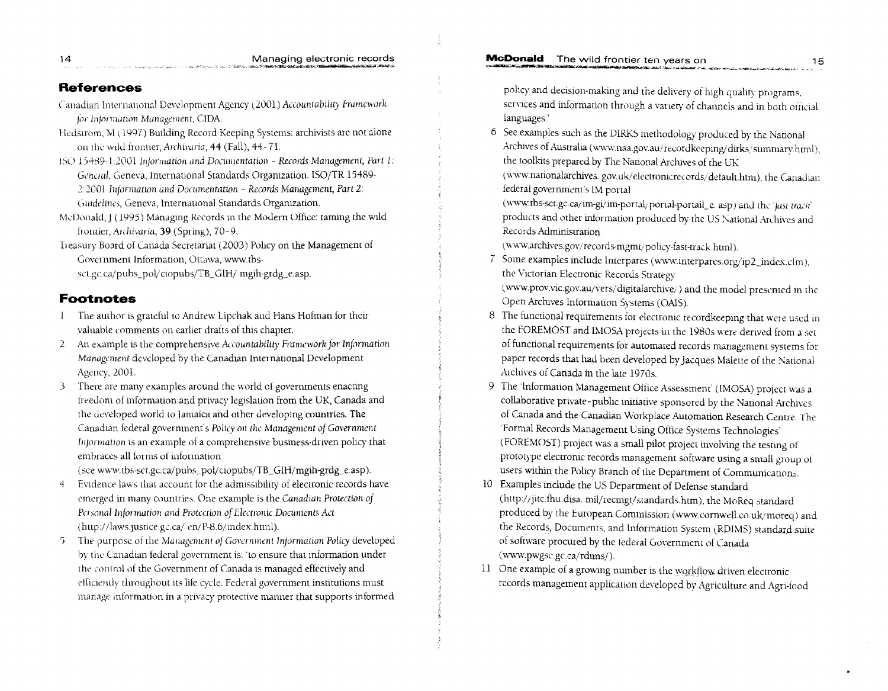## References

Canadian International Development Agency (2001) *Accountability Framework for Information Management*, CIDA.

Hedstrom, M (1997) Building Record Keeping Systems: archivists are not alone on the wild frontier, *Archivaria*, **44** (Fall), 44–71.

ISO 15489-1:2001 *Information and Documentation – Records Management, Part 1: General*, Geneva, International Standards Organization. ISO/TR 15489-2:2001 *Information and Documentation – Records Management, Part 2: Guidelines*, Geneva, International Standards Organization.

McDonald, J (1995) Managing Records in the Modern Office: taming the wild frontier, *Archivaria*, **39** (Spring), 70–9.

Treasury Board of Canada Secretariat (2003) Policy on the Management of Government Information, Ottawa, www.tbs-sct.gc.ca/pubs_pol/ciopubs/TB_GIH/ mgih-grdg_e.asp.

## Footnotes

1. The author is grateful to Andrew Lipchak and Hans Hofman for their valuable comments on earlier drafts of this chapter.
2. An example is the comprehensive *Accountability Framework for Information Management* developed by the Canadian International Development Agency, 2001.
3. There are many examples around the world of governments enacting freedom of information and privacy legislation from the UK, Canada and the developed world to Jamaica and other developing countries. The Canadian federal government's *Policy on the Management of Government Information* is an example of a comprehensive business-driven policy that embraces all forms of information (see www.tbs-sct.gc.ca/pubs_pol/ciopubs/TB_GIH/mgih-grdg_e.asp).
4. Evidence laws that account for the admissibility of electronic records have emerged in many countries. One example is the *Canadian Protection of Personal Information and Protection of Electronic Documents Act* (http://laws.justice.gc.ca/ en/P-8.6/index.html).
5. The purpose of the *Management of Government Information Policy* developed by the Canadian federal government is: 'to ensure that information under the control of the Government of Canada is managed effectively and efficiently throughout its life cycle. Federal government institutions must manage information in a privacy protective manner that supports informed policy and decision-making and the delivery of high quality programs, services and information through a variety of channels and in both official languages.'
6. See examples such as the DIRKS methodology produced by the National Archives of Australia (www.naa.gov.au/recordkeeping/dirks/summary.html), the toolkits prepared by The National Archives of the UK (www.nationalarchives. gov.uk/electronicrecords/default.htm), the Canadian federal government's IM portal (www.tbs-sct.gc.ca/im-gi/im-portal/portal-portail_e. asp) and the '*fast track*' products and other information produced by the US National Archives and Records Administration (www.archives.gov/records-mgmt/policy-fast-track.html).
7. Some examples include Interpares (www.interpares.org/ip2_index.cfm), the Victorian Electronic Records Strategy (www.prov.vic.gov.au/vers/digitalarchive/) and the model presented in the Open Archives Information Systems (OAIS).
8. The functional requirements for electronic recordkeeping that were used in the FOREMOST and IMOSA projects in the 1980s were derived from a set of functional requirements for automated records management systems for paper records that had been developed by Jacques Malette of the National Archives of Canada in the late 1970s.
9. The 'Information Management Office Assessment' (IMOSA) project was a collaborative private-public initiative sponsored by the National Archives of Canada and the Canadian Workplace Automation Research Centre. The 'Formal Records Management Using Office Systems Technologies' (FOREMOST) project was a small pilot project involving the testing of prototype electronic records management software using a small group of users within the Policy Branch of the Department of Communications.
10. Examples include the US Department of Defense standard (http://jitc.fhu.disa. mil/recmgt/standards.htm), the MoReq standard produced by the European Commission (www.cornwell.co.uk/moreq) and the Records, Documents, and Information System (RDIMS) standard suite of software procured by the federal Government of Canada (www.pwgsc.gc.ca/rdims/).
11. One example of a growing number is the workflow driven electronic records management application developed by Agriculture and Agri-food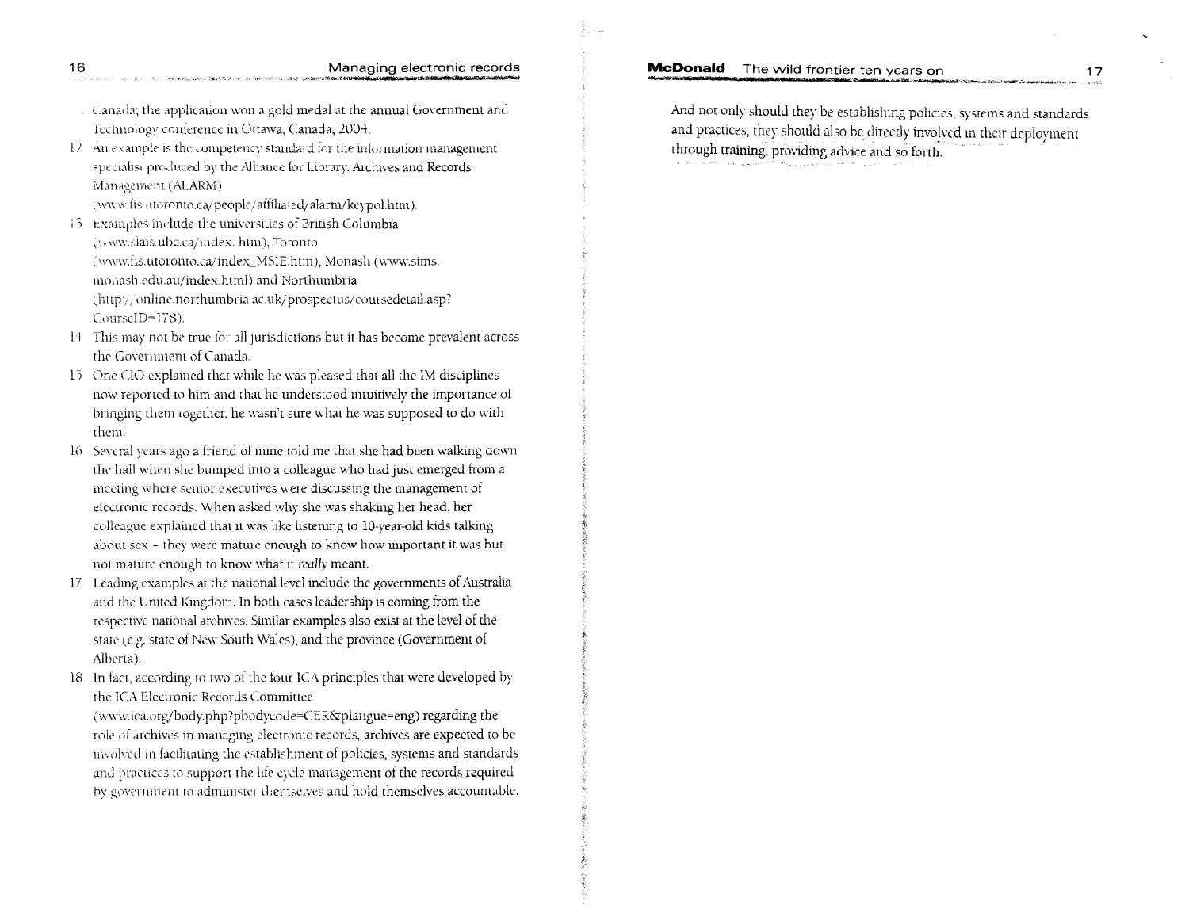Canada; the application won a gold medal at the annual Government and Technology conference in Ottawa, Canada, 2004.

12 An example is the competency standard for the information management specialist produced by the Alliance for Library, Archives and Records Management (ALARM) (www.fis.utoronto.ca/people/affiliated/alarm/keypol.htm).

13 Examples include the universities of British Columbia (www.slais.ubc.ca/index. htm), Toronto (www.fis.utoronto.ca/index_MSIE.htm), Monash (www.sims. monash.edu.au/index.html) and Northumbria (http://online.northumbria.ac.uk/prospectus/coursedetail.asp? CourseID=178).

14 This may not be true for all jurisdictions but it has become prevalent across the Government of Canada.

15 One CIO explained that while he was pleased that all the IM disciplines now reported to him and that he understood intuitively the importance of bringing them together, he wasn't sure what he was supposed to do with them.

16 Several years ago a friend of mine told me that she had been walking down the hall when she bumped into a colleague who had just emerged from a meeting where senior executives were discussing the management of electronic records. When asked why she was shaking her head, her colleague explained that it was like listening to 10-year-old kids talking about sex – they were mature enough to know how important it was but not mature enough to know what it *really* meant.

17 Leading examples at the national level include the governments of Australia and the United Kingdom. In both cases leadership is coming from the respective national archives. Similar examples also exist at the level of the state (e.g. state of New South Wales), and the province (Government of Alberta).

18 In fact, according to two of the four ICA principles that were developed by the ICA Electronic Records Committee (www.ica.org/body.php?pbodycode=CER&plangue=eng) regarding the role of archives in managing electronic records, archives are expected to be involved in facilitating the establishment of policies, systems and standards and practices to support the life cycle management of the records required by government to administer themselves and hold themselves accountable. And not only should they be establishing policies, systems and standards and practices, they should also be directly involved in their deployment through training, providing advice and so forth.